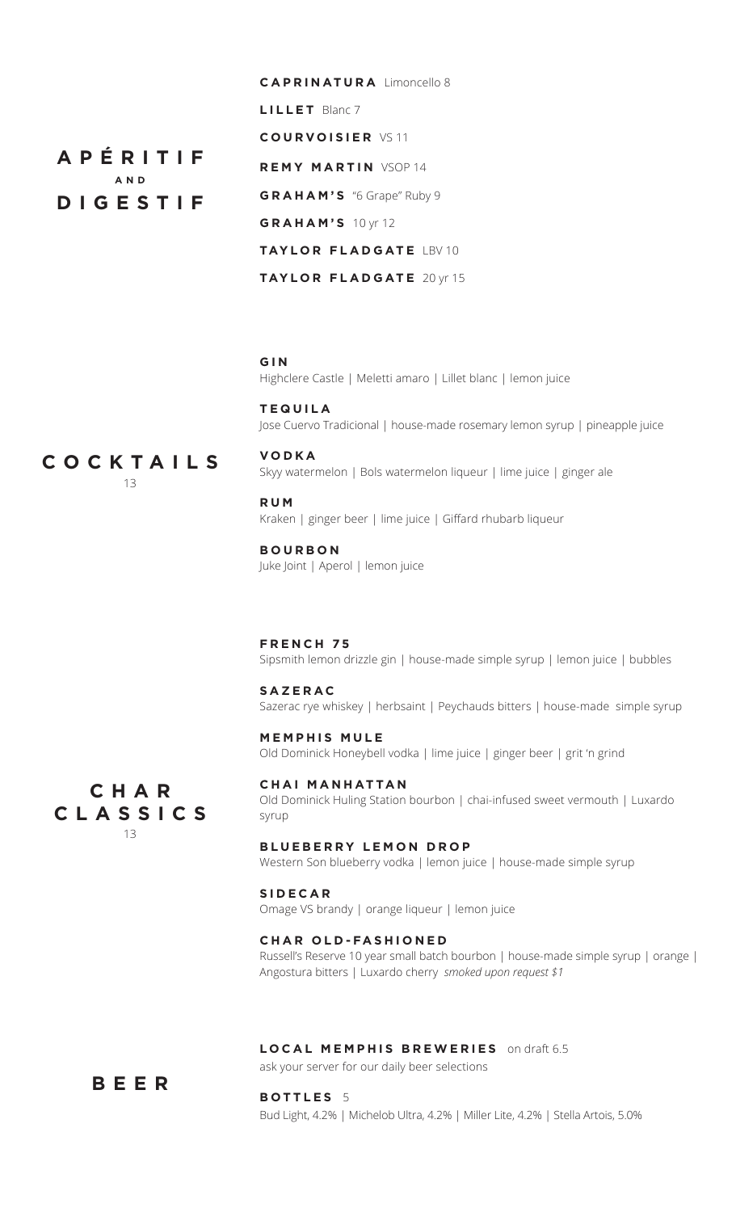## APÉRITIF AND DIGESTIF

**CAPRINATURA** Limoncello 8

**LILLET** Blanc 7

**COURVOISIER** VS 11

**REMY MARTIN** VSOP 14

**GRAHAM'S** "6 Grape" Ruby 9

**GRAHAM'S** 10 yr 12

**TAYLOR FLADGATE** LBV 10

**TAYLOR FLADGATE** 20 yr 15

## COCKTAILS
13

**GIN**
Highclere Castle | Meletti amaro | Lillet blanc | lemon juice

**TEQUILA**
Jose Cuervo Tradicional | house-made rosemary lemon syrup | pineapple juice

**VODKA**
Skyy watermelon | Bols watermelon liqueur | lime juice | ginger ale

**RUM**
Kraken | ginger beer | lime juice | Giffard rhubarb liqueur

**BOURBON**
Juke Joint | Aperol | lemon juice

## CHAR CLASSICS
13

**FRENCH 75**
Sipsmith lemon drizzle gin | house-made simple syrup | lemon juice | bubbles

**SAZERAC**
Sazerac rye whiskey | herbsaint | Peychauds bitters | house-made simple syrup

**MEMPHIS MULE**
Old Dominick Honeybell vodka | lime juice | ginger beer | grit 'n grind

**CHAI MANHATTAN**
Old Dominick Huling Station bourbon | chai-infused sweet vermouth | Luxardo syrup

**BLUEBERRY LEMON DROP**
Western Son blueberry vodka | lemon juice | house-made simple syrup

**SIDECAR**
Omage VS brandy | orange liqueur | lemon juice

**CHAR OLD-FASHIONED**
Russell's Reserve 10 year small batch bourbon | house-made simple syrup | orange | Angostura bitters | Luxardo cherry *smoked upon request $1*

## BEER

**LOCAL MEMPHIS BREWERIES** on draft 6.5
ask your server for our daily beer selections

**BOTTLES** 5
Bud Light, 4.2% | Michelob Ultra, 4.2% | Miller Lite, 4.2% | Stella Artois, 5.0%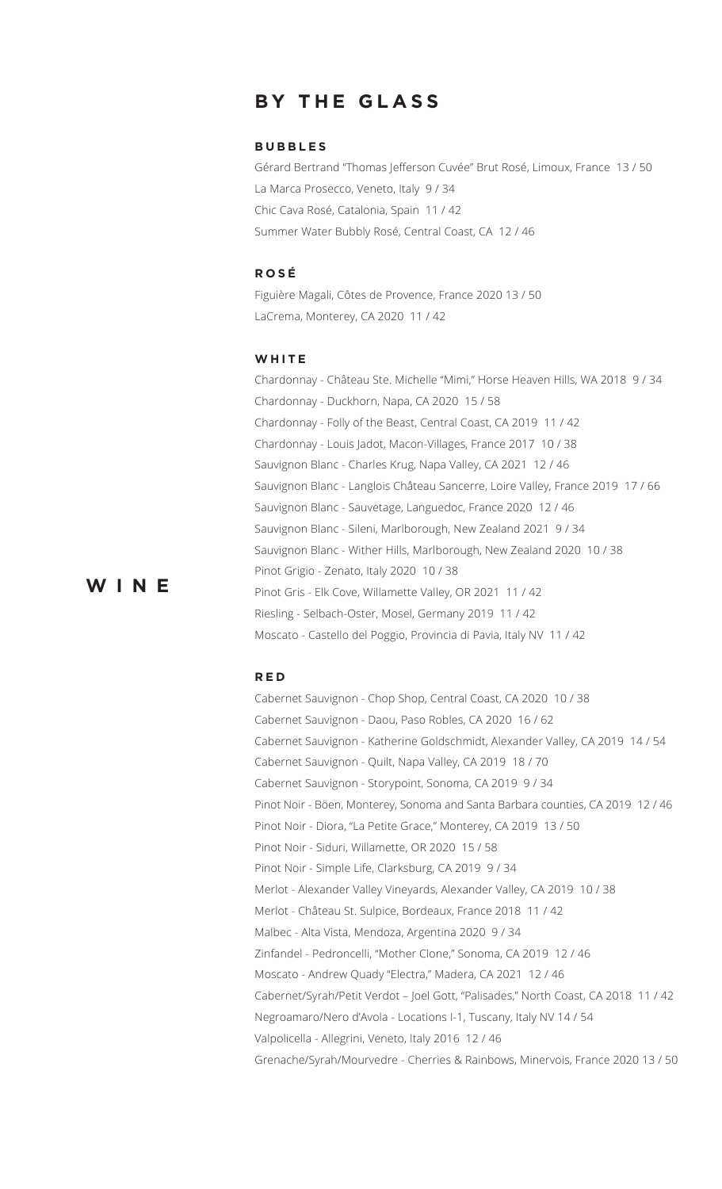# WINE

## BY THE GLASS

### BUBBLES

Gérard Bertrand "Thomas Jefferson Cuvée" Brut Rosé, Limoux, France 13 / 50
La Marca Prosecco, Veneto, Italy 9 / 34
Chic Cava Rosé, Catalonia, Spain 11 / 42
Summer Water Bubbly Rosé, Central Coast, CA 12 / 46

### ROSÉ

Figuière Magali, Côtes de Provence, France 2020 13 / 50
LaCrema, Monterey, CA 2020 11 / 42

### WHITE

Chardonnay - Château Ste. Michelle "Mimi," Horse Heaven Hills, WA 2018 9 / 34
Chardonnay - Duckhorn, Napa, CA 2020 15 / 58
Chardonnay - Folly of the Beast, Central Coast, CA 2019 11 / 42
Chardonnay - Louis Jadot, Macon-Villages, France 2017 10 / 38
Sauvignon Blanc - Charles Krug, Napa Valley, CA 2021 12 / 46
Sauvignon Blanc - Langlois Château Sancerre, Loire Valley, France 2019 17 / 66
Sauvignon Blanc - Sauvetage, Languedoc, France 2020 12 / 46
Sauvignon Blanc - Sileni, Marlborough, New Zealand 2021 9 / 34
Sauvignon Blanc - Wither Hills, Marlborough, New Zealand 2020 10 / 38
Pinot Grigio - Zenato, Italy 2020 10 / 38
Pinot Gris - Elk Cove, Willamette Valley, OR 2021 11 / 42
Riesling - Selbach-Oster, Mosel, Germany 2019 11 / 42
Moscato - Castello del Poggio, Provincia di Pavia, Italy NV 11 / 42

### RED

Cabernet Sauvignon - Chop Shop, Central Coast, CA 2020 10 / 38
Cabernet Sauvignon - Daou, Paso Robles, CA 2020 16 / 62
Cabernet Sauvignon - Katherine Goldschmidt, Alexander Valley, CA 2019 14 / 54
Cabernet Sauvignon - Quilt, Napa Valley, CA 2019 18 / 70
Cabernet Sauvignon - Storypoint, Sonoma, CA 2019 9 / 34
Pinot Noir - Böen, Monterey, Sonoma and Santa Barbara counties, CA 2019 12 / 46
Pinot Noir - Diora, "La Petite Grace," Monterey, CA 2019 13 / 50
Pinot Noir - Siduri, Willamette, OR 2020 15 / 58
Pinot Noir - Simple Life, Clarksburg, CA 2019 9 / 34
Merlot - Alexander Valley Vineyards, Alexander Valley, CA 2019 10 / 38
Merlot - Château St. Sulpice, Bordeaux, France 2018 11 / 42
Malbec - Alta Vista, Mendoza, Argentina 2020 9 / 34
Zinfandel - Pedroncelli, "Mother Clone," Sonoma, CA 2019 12 / 46
Moscato - Andrew Quady "Electra," Madera, CA 2021 12 / 46
Cabernet/Syrah/Petit Verdot – Joel Gott, "Palisades," North Coast, CA 2018 11 / 42
Negroamaro/Nero d'Avola - Locations I-1, Tuscany, Italy NV 14 / 54
Valpolicella - Allegrini, Veneto, Italy 2016 12 / 46
Grenache/Syrah/Mourvedre - Cherries & Rainbows, Minervois, France 2020 13 / 50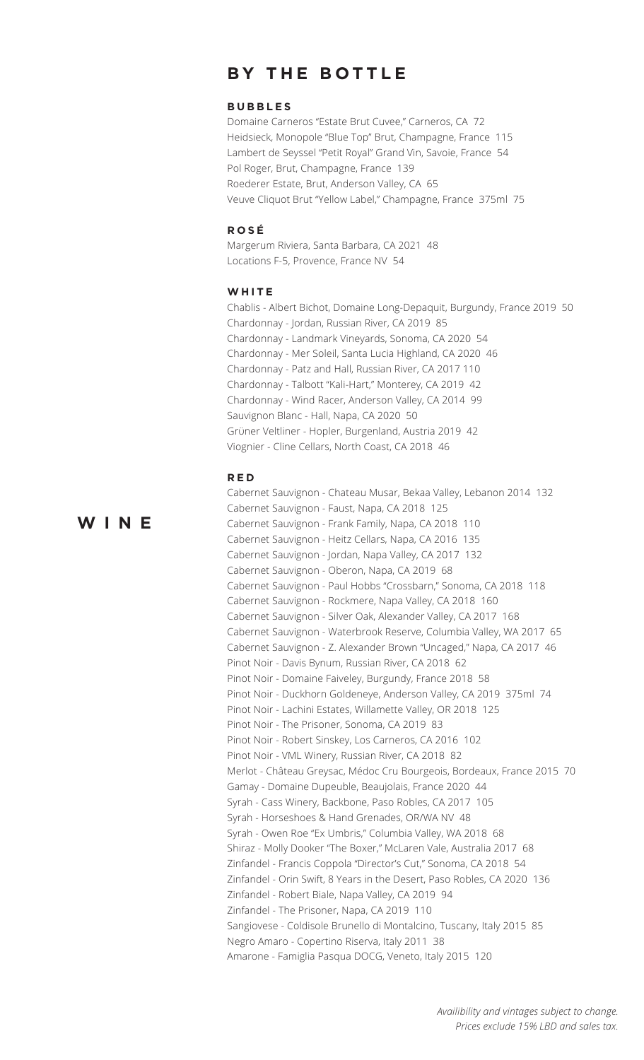# WINE

## BY THE BOTTLE

### BUBBLES

Domaine Carneros "Estate Brut Cuvee," Carneros, CA 72
Heidsieck, Monopole "Blue Top" Brut, Champagne, France 115
Lambert de Seyssel "Petit Royal" Grand Vin, Savoie, France 54
Pol Roger, Brut, Champagne, France 139
Roederer Estate, Brut, Anderson Valley, CA 65
Veuve Cliquot Brut "Yellow Label," Champagne, France 375ml 75

### ROSÉ

Margerum Riviera, Santa Barbara, CA 2021 48
Locations F-5, Provence, France NV 54

### WHITE

Chablis - Albert Bichot, Domaine Long-Depaquit, Burgundy, France 2019 50
Chardonnay - Jordan, Russian River, CA 2019 85
Chardonnay - Landmark Vineyards, Sonoma, CA 2020 54
Chardonnay - Mer Soleil, Santa Lucia Highland, CA 2020 46
Chardonnay - Patz and Hall, Russian River, CA 2017 110
Chardonnay - Talbott "Kali-Hart," Monterey, CA 2019 42
Chardonnay - Wind Racer, Anderson Valley, CA 2014 99
Sauvignon Blanc - Hall, Napa, CA 2020 50
Grüner Veltliner - Hopler, Burgenland, Austria 2019 42
Viognier - Cline Cellars, North Coast, CA 2018 46

### RED

Cabernet Sauvignon - Chateau Musar, Bekaa Valley, Lebanon 2014 132
Cabernet Sauvignon - Faust, Napa, CA 2018 125
Cabernet Sauvignon - Frank Family, Napa, CA 2018 110
Cabernet Sauvignon - Heitz Cellars, Napa, CA 2016 135
Cabernet Sauvignon - Jordan, Napa Valley, CA 2017 132
Cabernet Sauvignon - Oberon, Napa, CA 2019 68
Cabernet Sauvignon - Paul Hobbs "Crossbarn," Sonoma, CA 2018 118
Cabernet Sauvignon - Rockmere, Napa Valley, CA 2018 160
Cabernet Sauvignon - Silver Oak, Alexander Valley, CA 2017 168
Cabernet Sauvignon - Waterbrook Reserve, Columbia Valley, WA 2017 65
Cabernet Sauvignon - Z. Alexander Brown "Uncaged," Napa, CA 2017 46
Pinot Noir - Davis Bynum, Russian River, CA 2018 62
Pinot Noir - Domaine Faiveley, Burgundy, France 2018 58
Pinot Noir - Duckhorn Goldeneye, Anderson Valley, CA 2019 375ml 74
Pinot Noir - Lachini Estates, Willamette Valley, OR 2018 125
Pinot Noir - The Prisoner, Sonoma, CA 2019 83
Pinot Noir - Robert Sinskey, Los Carneros, CA 2016 102
Pinot Noir - VML Winery, Russian River, CA 2018 82
Merlot - Château Greysac, Médoc Cru Bourgeois, Bordeaux, France 2015 70
Gamay - Domaine Dupeuble, Beaujolais, France 2020 44
Syrah - Cass Winery, Backbone, Paso Robles, CA 2017 105
Syrah - Horseshoes & Hand Grenades, OR/WA NV 48
Syrah - Owen Roe "Ex Umbris," Columbia Valley, WA 2018 68
Shiraz - Molly Dooker "The Boxer," McLaren Vale, Australia 2017 68
Zinfandel - Francis Coppola "Director's Cut," Sonoma, CA 2018 54
Zinfandel - Orin Swift, 8 Years in the Desert, Paso Robles, CA 2020 136
Zinfandel - Robert Biale, Napa Valley, CA 2019 94
Zinfandel - The Prisoner, Napa, CA 2019 110
Sangiovese - Coldisole Brunello di Montalcino, Tuscany, Italy 2015 85
Negro Amaro - Copertino Riserva, Italy 2011 38
Amarone - Famiglia Pasqua DOCG, Veneto, Italy 2015 120

*Availibility and vintages subject to change.*
*Prices exclude 15% LBD and sales tax.*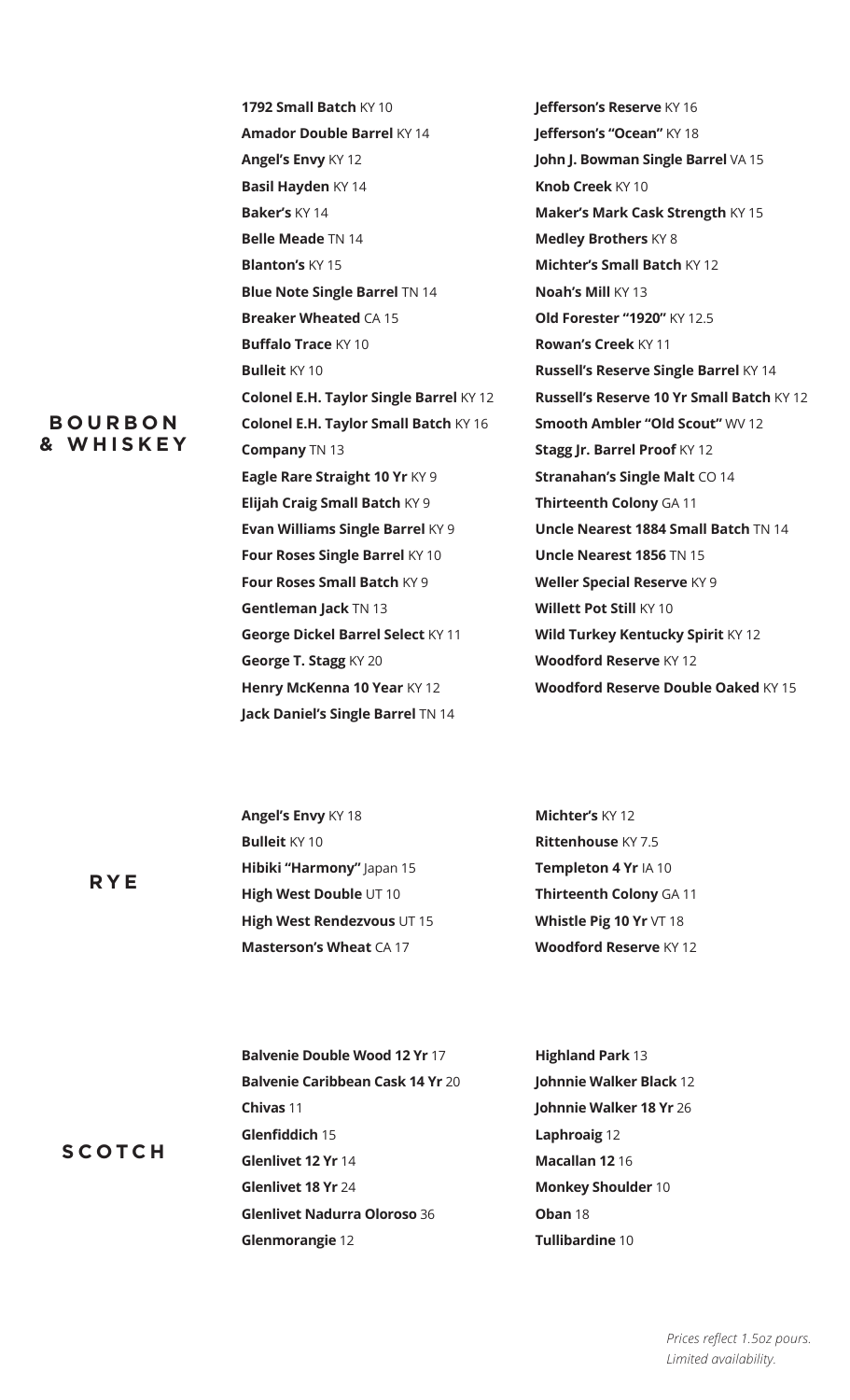## BOURBON & WHISKEY

**1792 Small Batch** KY 10
**Amador Double Barrel** KY 14
**Angel's Envy** KY 12
**Basil Hayden** KY 14
**Baker's** KY 14
**Belle Meade** TN 14
**Blanton's** KY 15
**Blue Note Single Barrel** TN 14
**Breaker Wheated** CA 15
**Buffalo Trace** KY 10
**Bulleit** KY 10
**Colonel E.H. Taylor Single Barrel** KY 12
**Colonel E.H. Taylor Small Batch** KY 16
**Company** TN 13
**Eagle Rare Straight 10 Yr** KY 9
**Elijah Craig Small Batch** KY 9
**Evan Williams Single Barrel** KY 9
**Four Roses Single Barrel** KY 10
**Four Roses Small Batch** KY 9
**Gentleman Jack** TN 13
**George Dickel Barrel Select** KY 11
**George T. Stagg** KY 20
**Henry McKenna 10 Year** KY 12
**Jack Daniel's Single Barrel** TN 14
**Jefferson's Reserve** KY 16
**Jefferson's "Ocean"** KY 18
**John J. Bowman Single Barrel** VA 15
**Knob Creek** KY 10
**Maker's Mark Cask Strength** KY 15
**Medley Brothers** KY 8
**Michter's Small Batch** KY 12
**Noah's Mill** KY 13
**Old Forester "1920"** KY 12.5
**Rowan's Creek** KY 11
**Russell's Reserve Single Barrel** KY 14
**Russell's Reserve 10 Yr Small Batch** KY 12
**Smooth Ambler "Old Scout"** WV 12
**Stagg Jr. Barrel Proof** KY 12
**Stranahan's Single Malt** CO 14
**Thirteenth Colony** GA 11
**Uncle Nearest 1884 Small Batch** TN 14
**Uncle Nearest 1856** TN 15
**Weller Special Reserve** KY 9
**Willett Pot Still** KY 10
**Wild Turkey Kentucky Spirit** KY 12
**Woodford Reserve** KY 12
**Woodford Reserve Double Oaked** KY 15

## RYE

**Angel's Envy** KY 18
**Bulleit** KY 10
**Hibiki "Harmony"** Japan 15
**High West Double** UT 10
**High West Rendezvous** UT 15
**Masterson's Wheat** CA 17
**Michter's** KY 12
**Rittenhouse** KY 7.5
**Templeton 4 Yr** IA 10
**Thirteenth Colony** GA 11
**Whistle Pig 10 Yr** VT 18
**Woodford Reserve** KY 12

## SCOTCH

**Balvenie Double Wood 12 Yr** 17
**Balvenie Caribbean Cask 14 Yr** 20
**Chivas** 11
**Glenfiddich** 15
**Glenlivet 12 Yr** 14
**Glenlivet 18 Yr** 24
**Glenlivet Nadurra Oloroso** 36
**Glenmorangie** 12
**Highland Park** 13
**Johnnie Walker Black** 12
**Johnnie Walker 18 Yr** 26
**Laphroaig** 12
**Macallan 12** 16
**Monkey Shoulder** 10
**Oban** 18
**Tullibardine** 10

*Prices reflect 1.5oz pours.*
*Limited availability.*